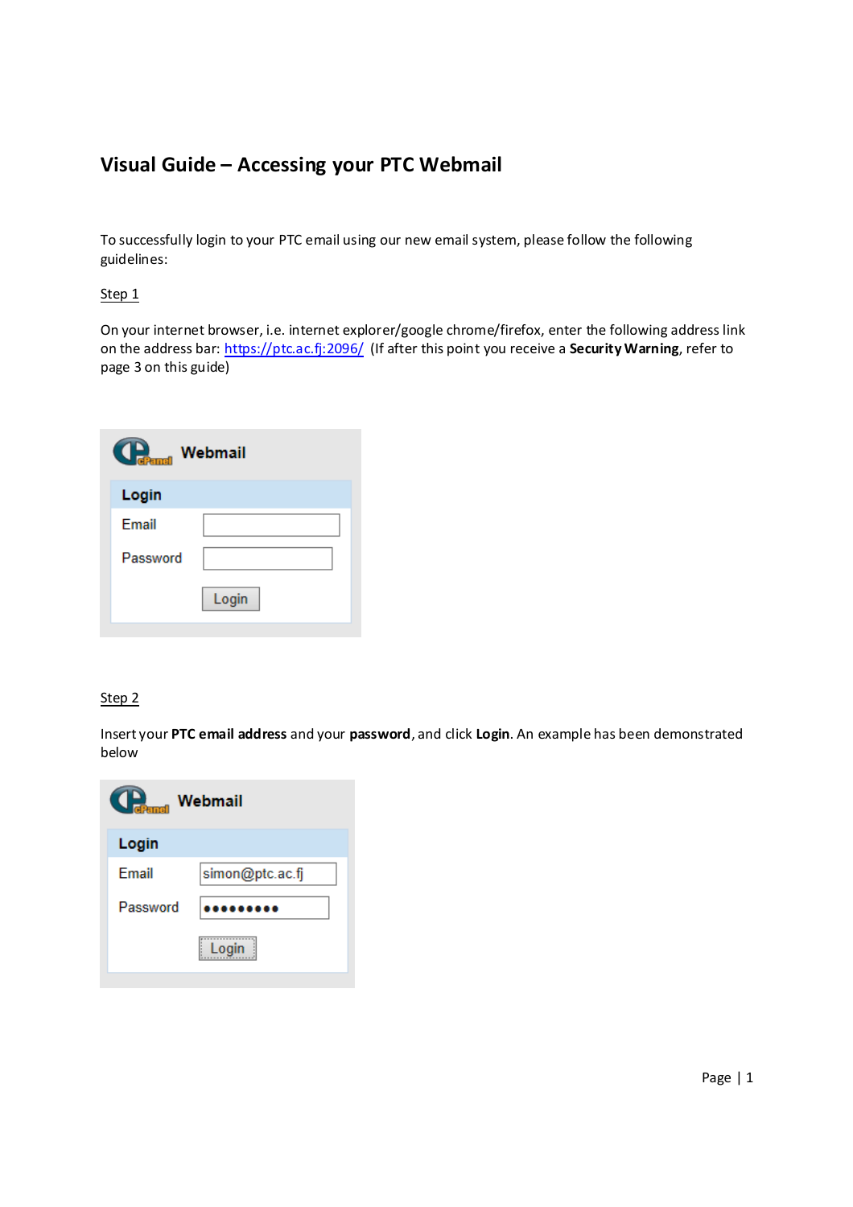# Visual Guide – Accessing your PTC Webmail

To successfully login to your PTC email using our new email system, please follow the following guidelines:

Step 1

On your internet browser, i.e. internet explorer/google chrome/firefox, enter the following address link on the address bar: [https://ptc.ac.fj:2096/](https://ptc.ac.fj:2096/) (If after this point you receive a **Security Warning**, refer to page 3 on this guide)

Webmail

Login

Email

Password

Login

Step 2

Insert your **PTC email address** and your **password**, and click **Login**. An example has been demonstrated below

Webmail

Login

Email simon@ptc.ac.fj

Password ●●●●●●●●●

Login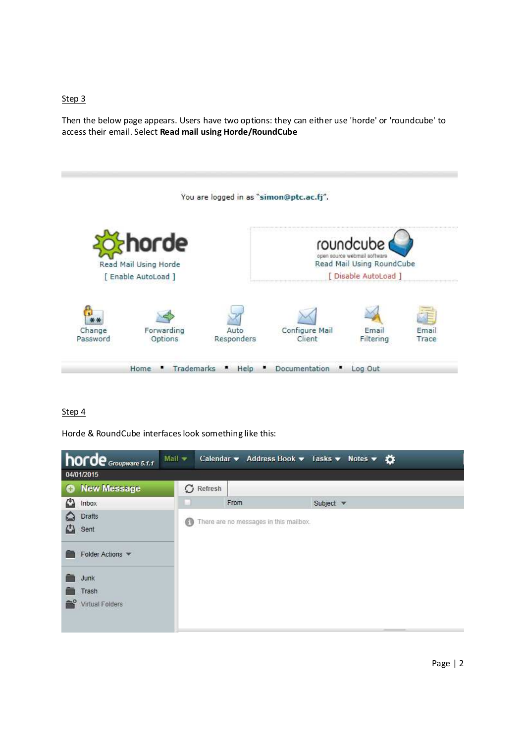Step 3

Then the below page appears. Users have two options: they can either use 'horde' or 'roundcube' to access their email. Select **Read mail using Horde/RoundCube**

You are logged in as "simon@ptc.ac.fj".

horde
Read Mail Using Horde
[ Enable AutoLoad ]

roundcube
open source webmail software
Read Mail Using RoundCube
[ Disable AutoLoad ]

Change Password | Forwarding Options | Auto Responders | Configure Mail Client | Email Filtering | Email Trace

Home ▪ Trademarks ▪ Help ▪ Documentation ▪ Log Out

Step 4

Horde & RoundCube interfaces look something like this:

horde Groupware 5.1.1 | Mail | Calendar | Address Book | Tasks | Notes

04/01/2015

New Message

Inbox
Drafts
Sent

Folder Actions

Junk
Trash
Virtual Folders

Refresh

From | Subject

There are no messages in this mailbox.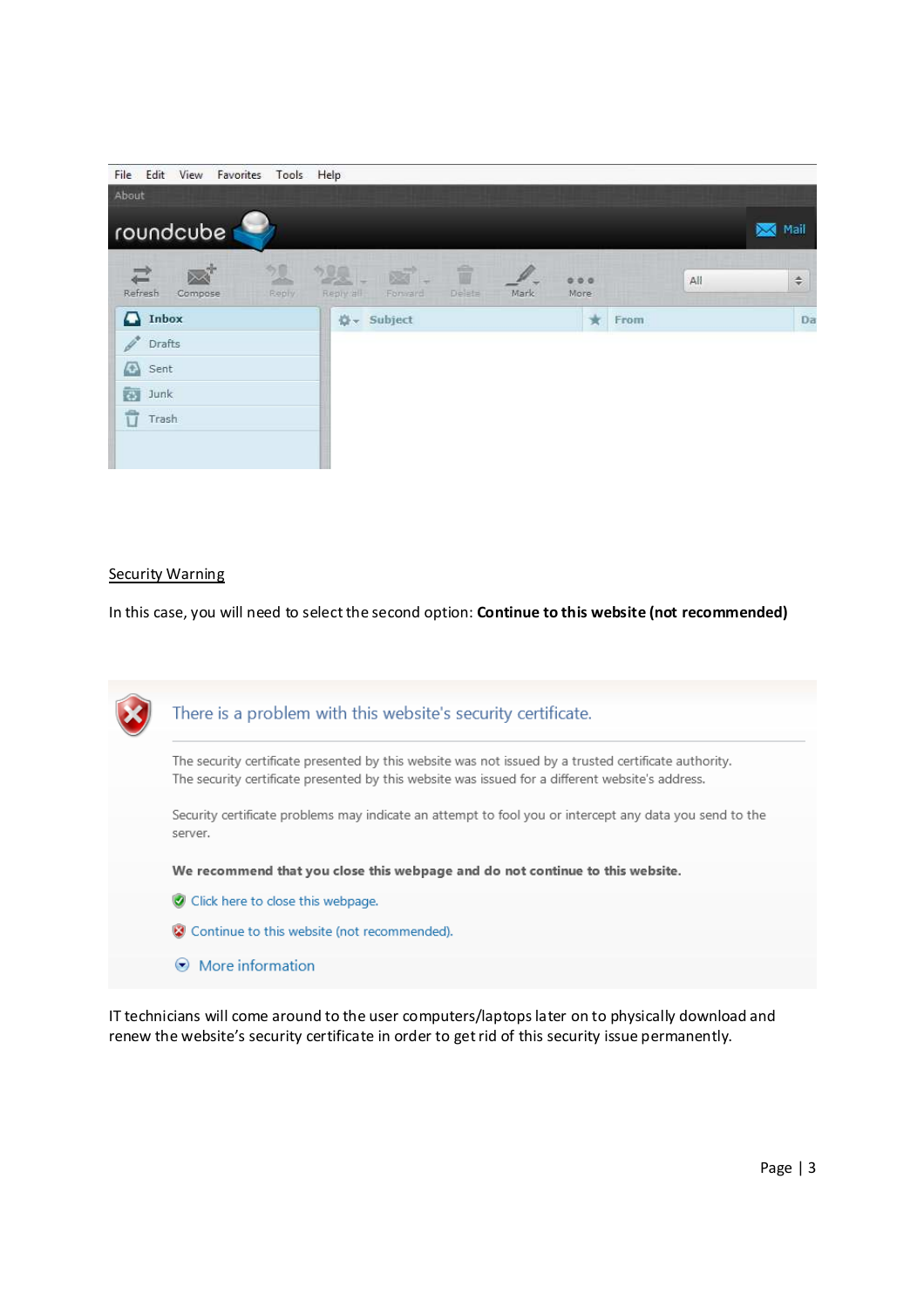Security Warning

In this case, you will need to select the second option: **Continue to this website (not recommended)**

IT technicians will come around to the user computers/laptops later on to physically download and renew the website's security certificate in order to get rid of this security issue permanently.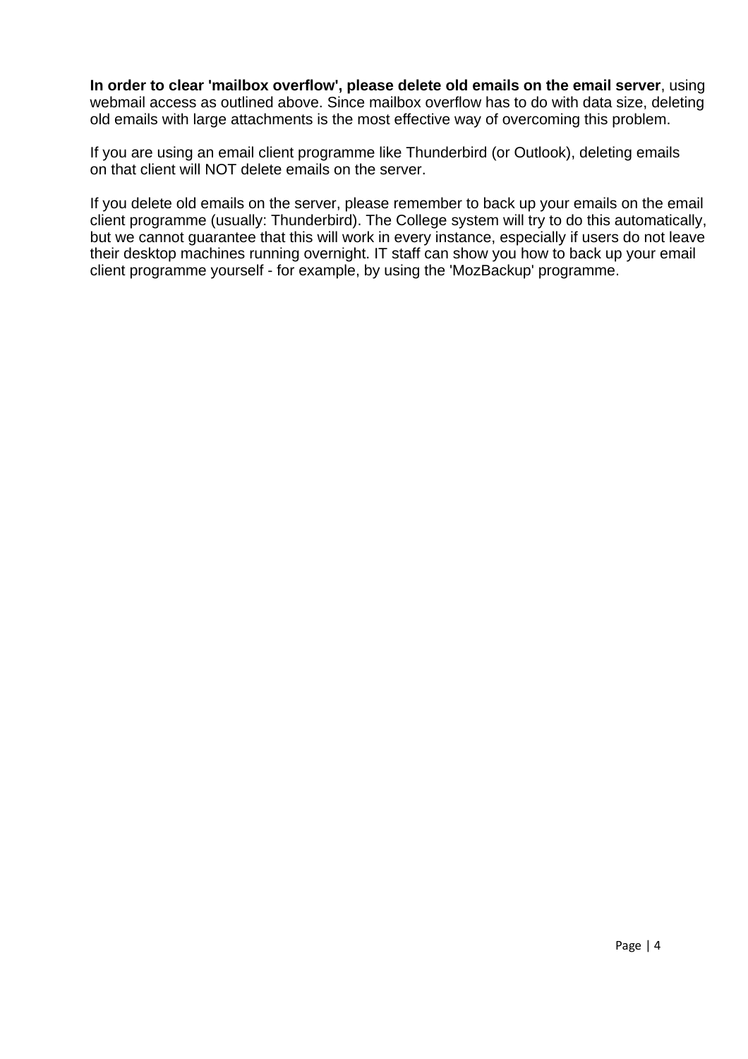**In order to clear 'mailbox overflow', please delete old emails on the email server**, using webmail access as outlined above. Since mailbox overflow has to do with data size, deleting old emails with large attachments is the most effective way of overcoming this problem.

If you are using an email client programme like Thunderbird (or Outlook), deleting emails on that client will NOT delete emails on the server.

If you delete old emails on the server, please remember to back up your emails on the email client programme (usually: Thunderbird). The College system will try to do this automatically, but we cannot guarantee that this will work in every instance, especially if users do not leave their desktop machines running overnight. IT staff can show you how to back up your email client programme yourself - for example, by using the 'MozBackup' programme.